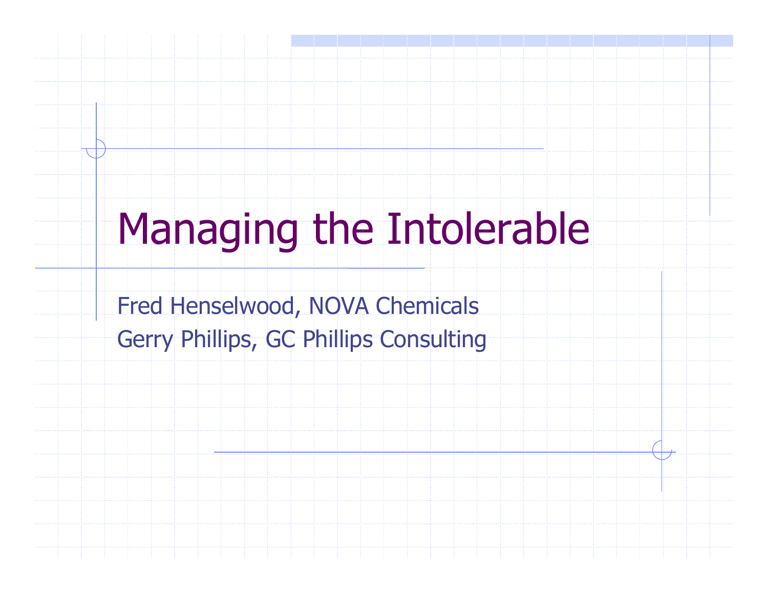# Managing the Intolerable

Fred Henselwood, NOVA Chemicals

Gerry Phillips, GC Phillips Consulting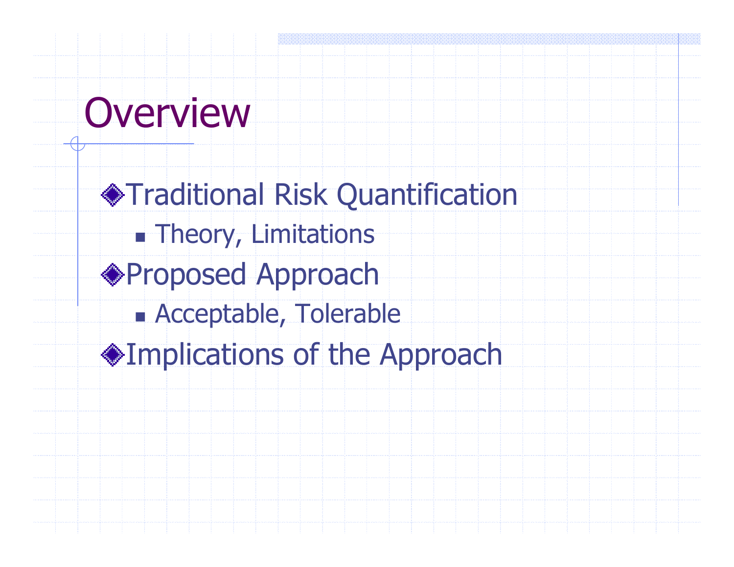# Overview

- Traditional Risk Quantification
  - Theory, Limitations
- Proposed Approach
  - Acceptable, Tolerable
- Implications of the Approach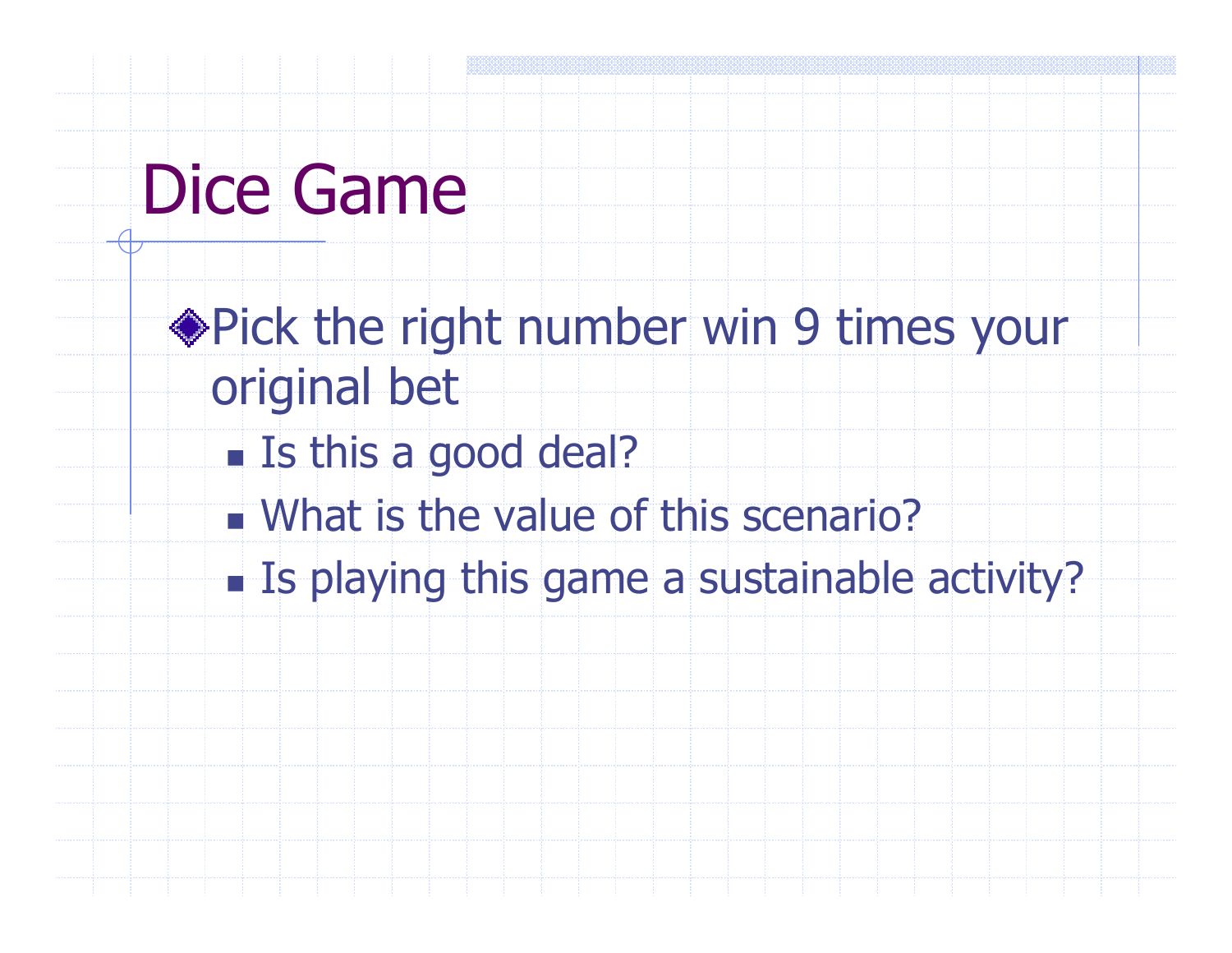# Dice Game

- Pick the right number win 9 times your original bet
  - Is this a good deal?
  - What is the value of this scenario?
  - Is playing this game a sustainable activity?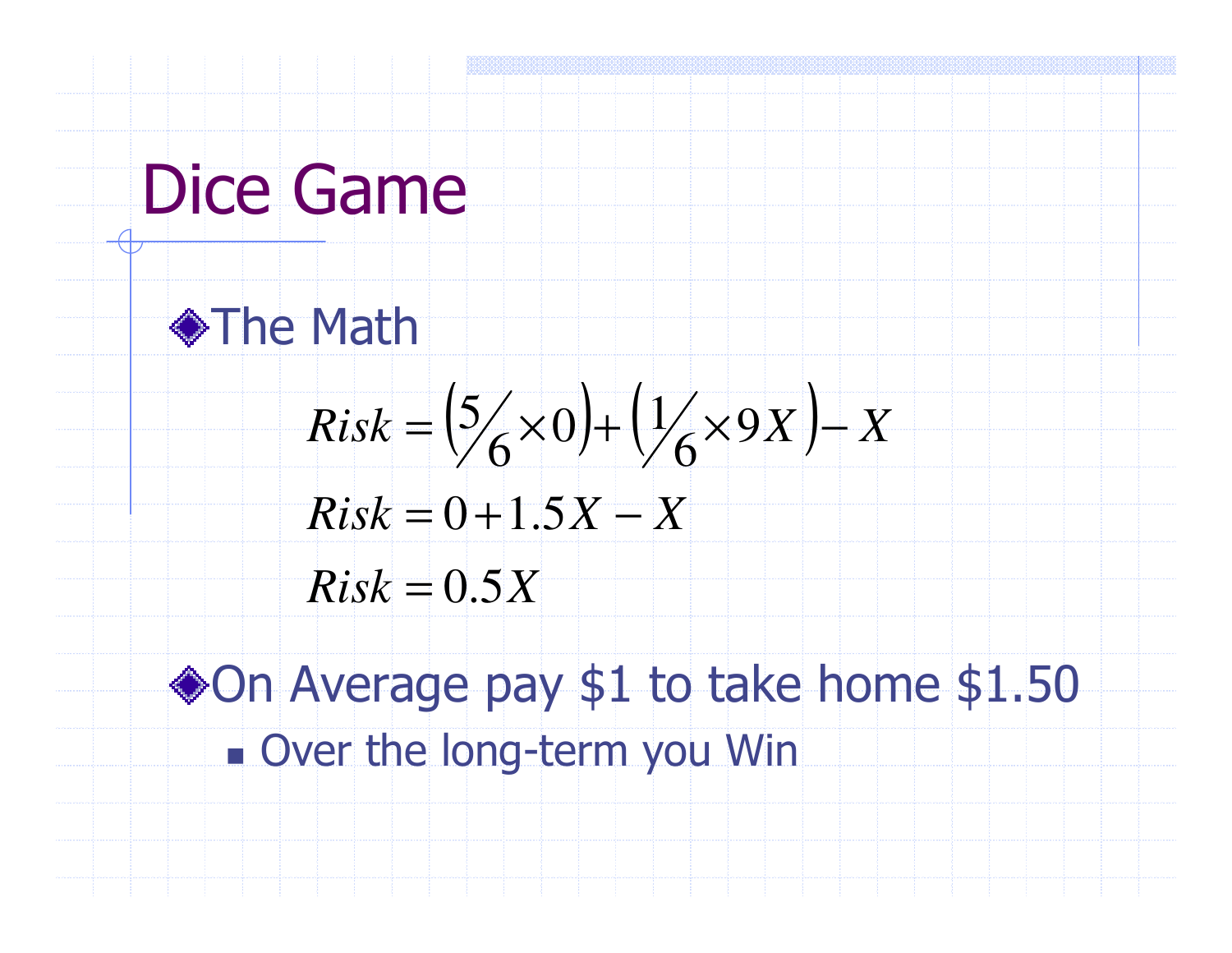# Dice Game

- The Math

$$Risk = \left(\tfrac{5}{6} \times 0\right) + \left(\tfrac{1}{6} \times 9X\right) - X$$

$$Risk = 0 + 1.5X - X$$

$$Risk = 0.5X$$

- On Average pay $1 to take home $1.50
  - Over the long-term you Win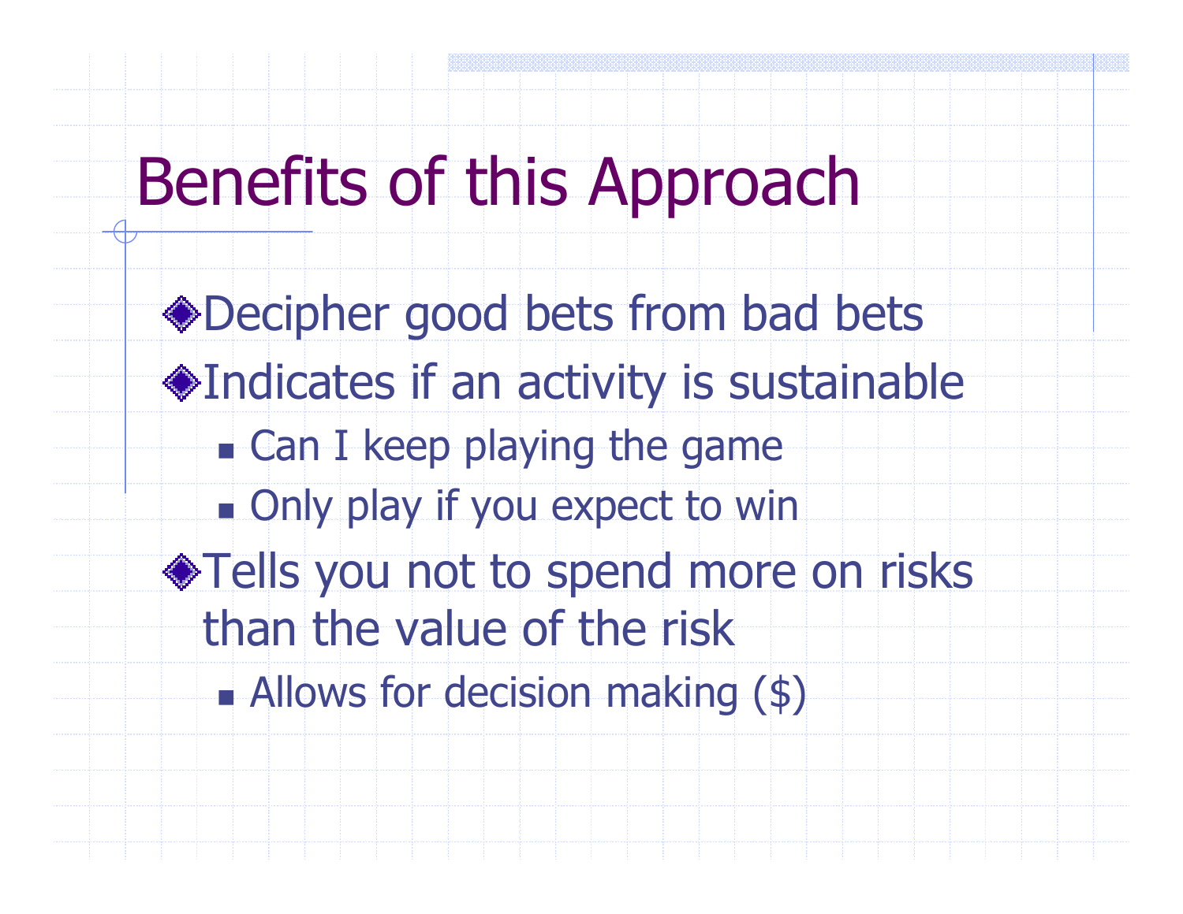# Benefits of this Approach

- Decipher good bets from bad bets
- Indicates if an activity is sustainable
  - Can I keep playing the game
  - Only play if you expect to win
- Tells you not to spend more on risks than the value of the risk
  - Allows for decision making ($)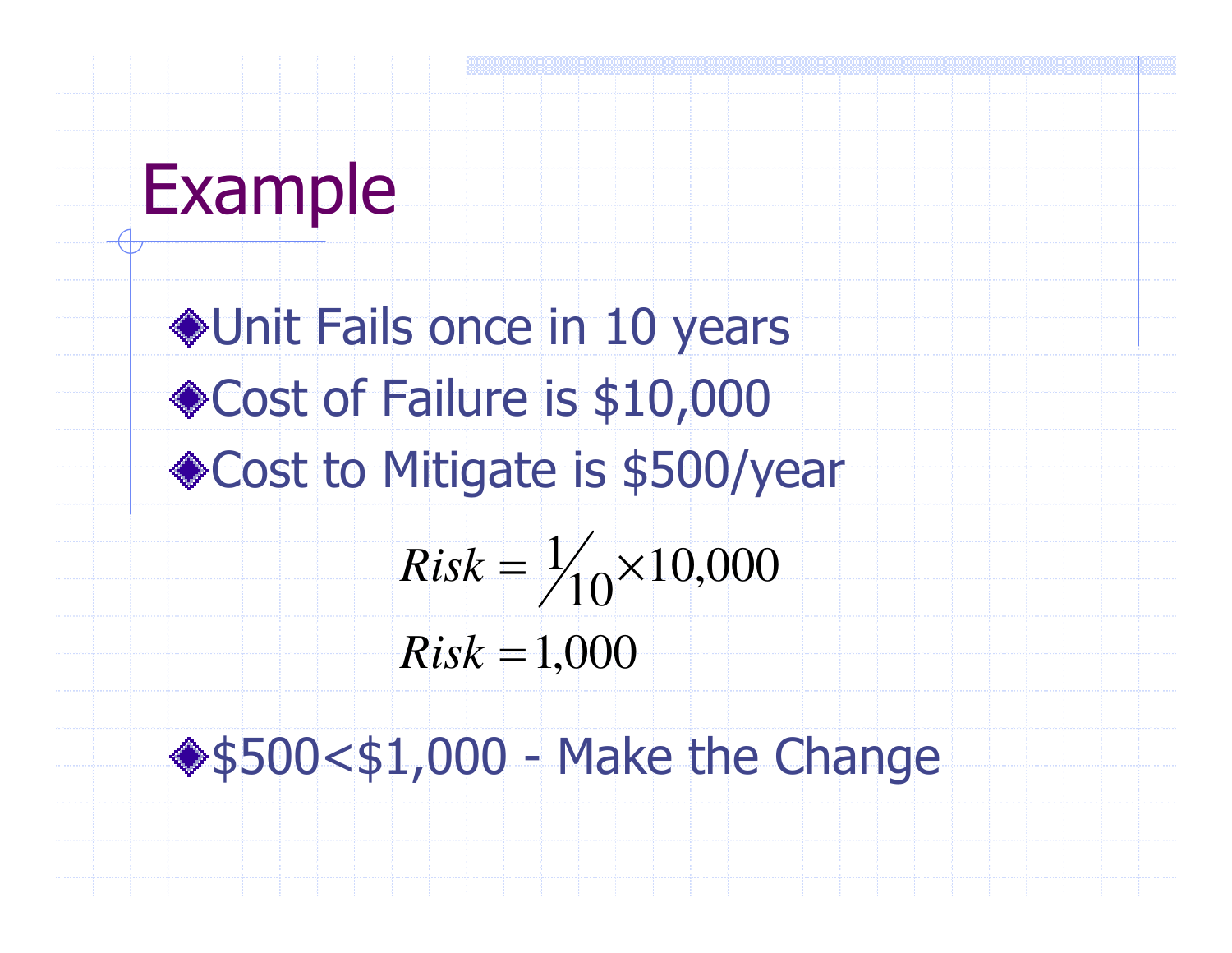# Example

- Unit Fails once in 10 years
- Cost of Failure is $10,000
- Cost to Mitigate is $500/year

$$Risk = \frac{1}{10} \times 10{,}000$$

$$Risk = 1{,}000$$

- $500<$1,000 - Make the Change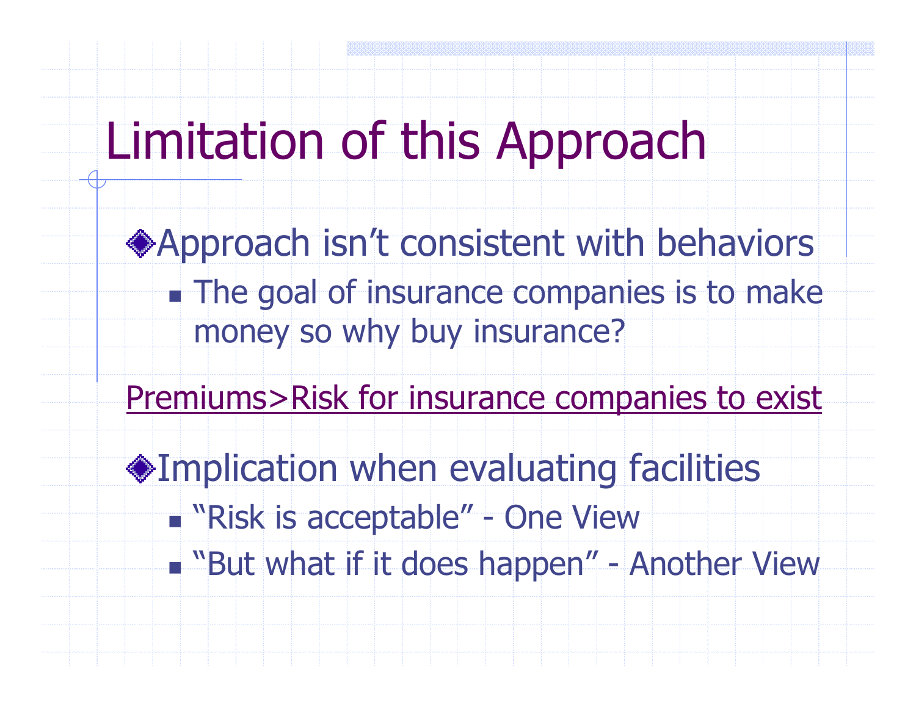# Limitation of this Approach

- Approach isn't consistent with behaviors
  - The goal of insurance companies is to make money so why buy insurance?

<u>Premiums>Risk for insurance companies to exist</u>

- Implication when evaluating facilities
  - "Risk is acceptable" - One View
  - "But what if it does happen" - Another View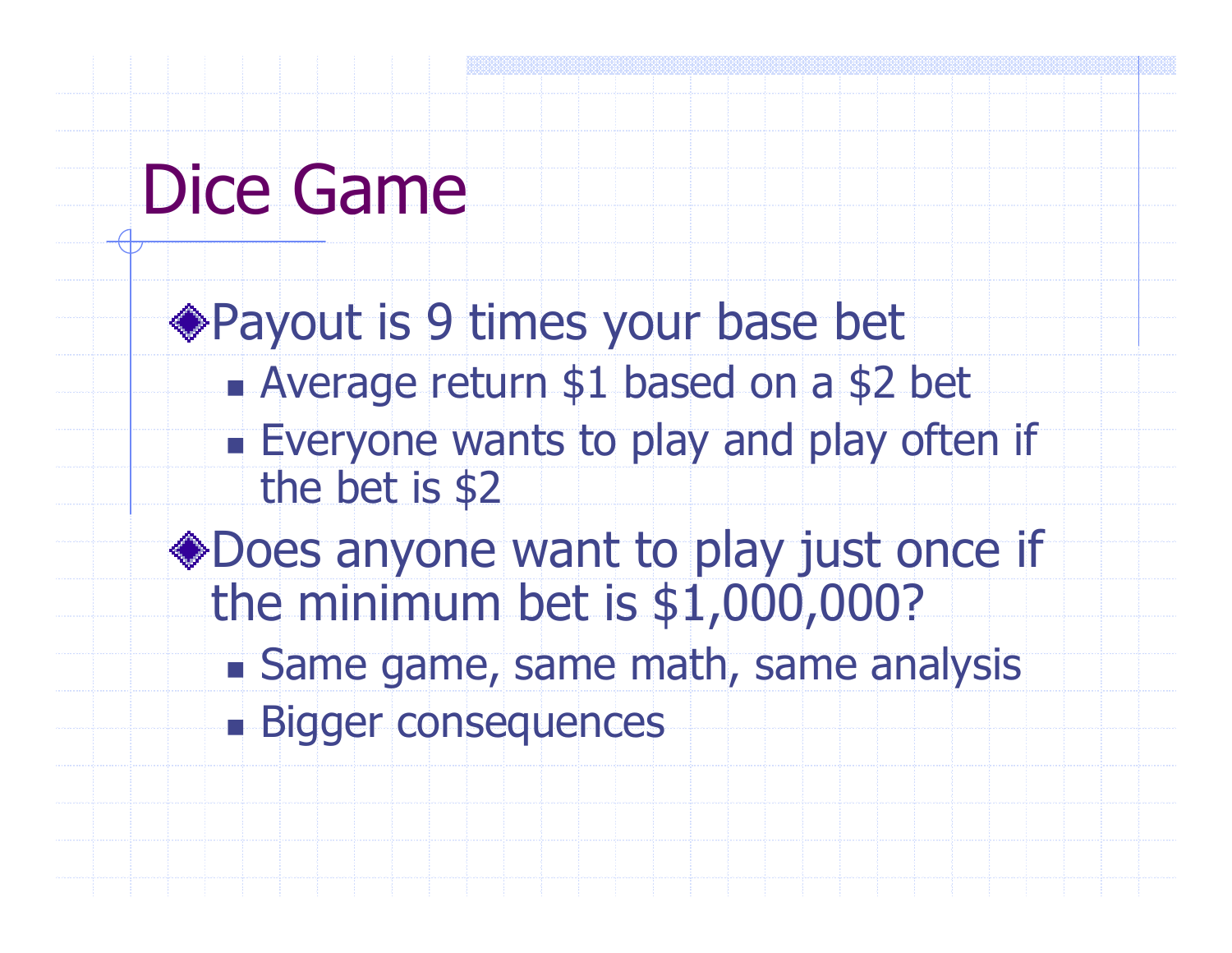# Dice Game

- Payout is 9 times your base bet
  - Average return $1 based on a $2 bet
  - Everyone wants to play and play often if the bet is $2
- Does anyone want to play just once if the minimum bet is $1,000,000?
  - Same game, same math, same analysis
  - Bigger consequences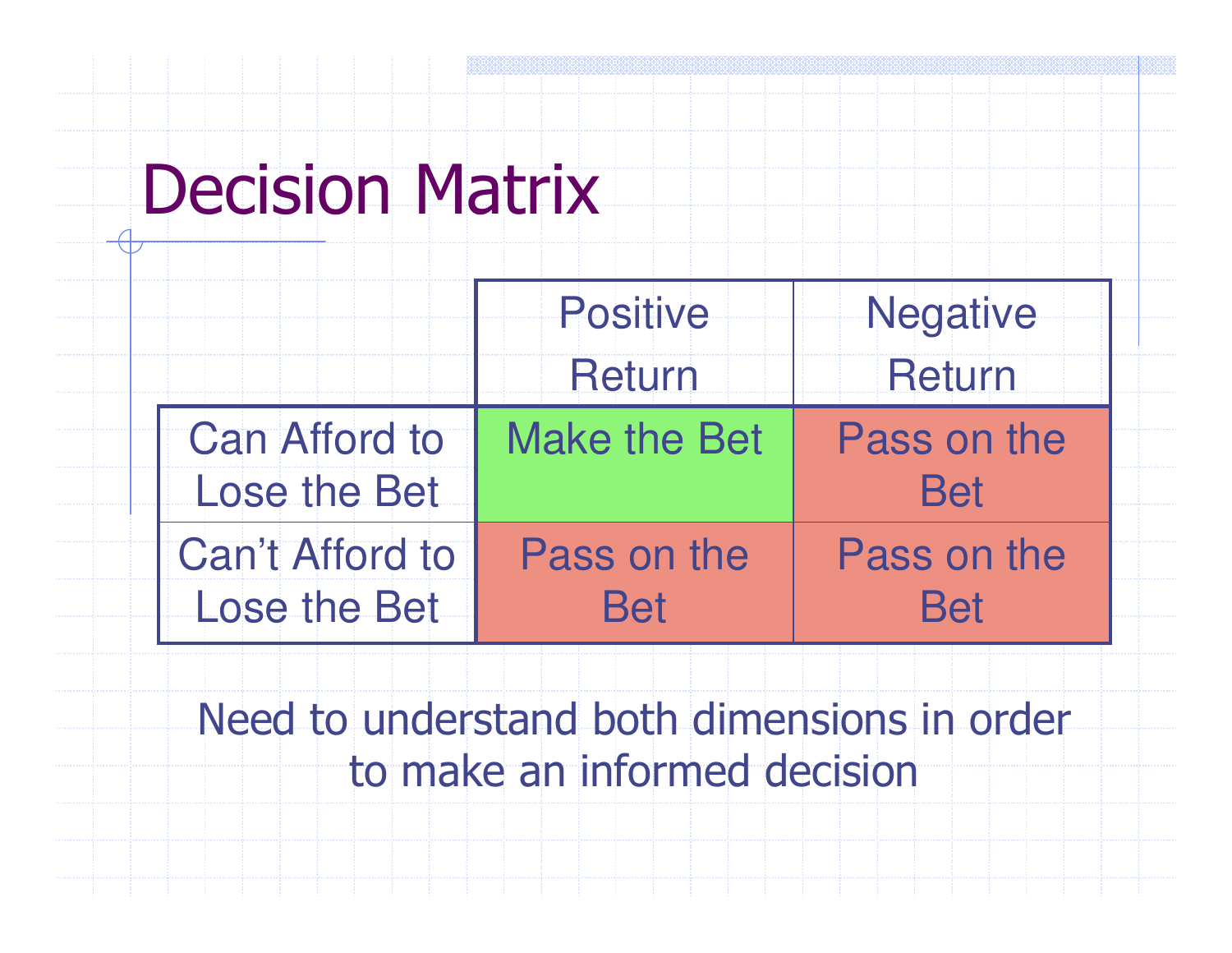# Decision Matrix

| | Positive Return | Negative Return |
|---|---|---|
| Can Afford to Lose the Bet | Make the Bet | Pass on the Bet |
| Can't Afford to Lose the Bet | Pass on the Bet | Pass on the Bet |

Need to understand both dimensions in order to make an informed decision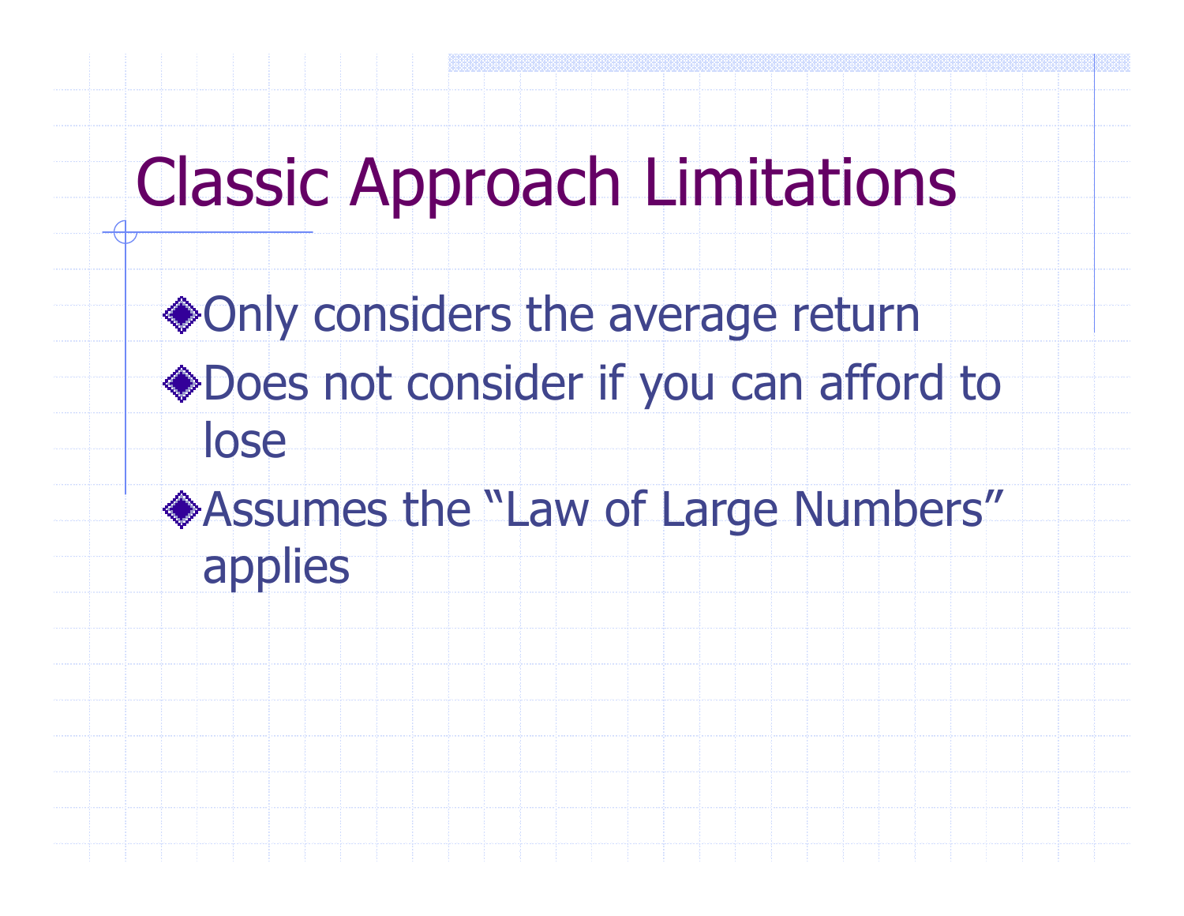# Classic Approach Limitations

- Only considers the average return
- Does not consider if you can afford to lose
- Assumes the "Law of Large Numbers" applies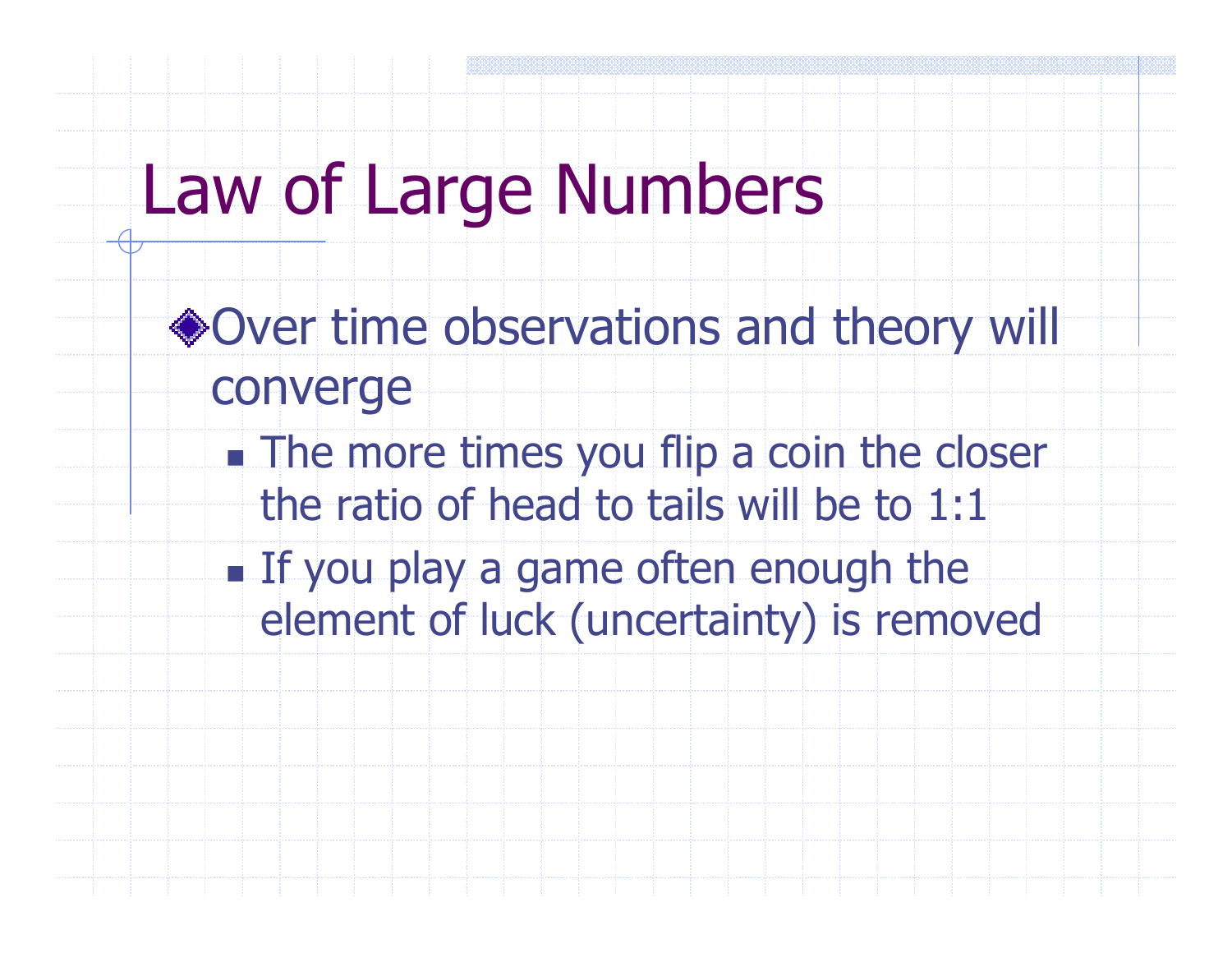# Law of Large Numbers

- Over time observations and theory will converge
  - The more times you flip a coin the closer the ratio of head to tails will be to 1:1
  - If you play a game often enough the element of luck (uncertainty) is removed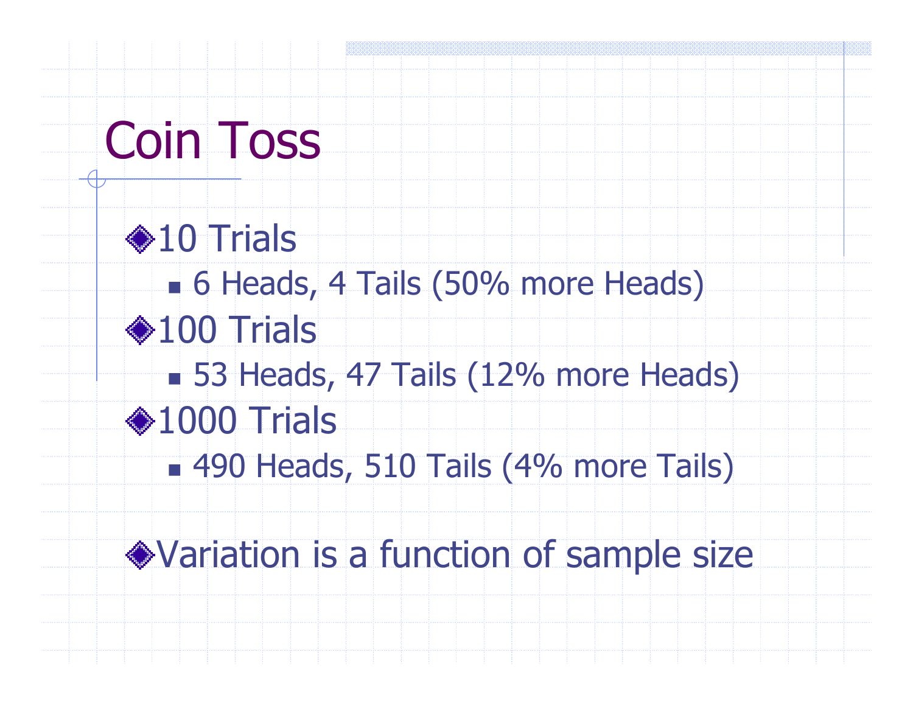# Coin Toss

- 10 Trials
  - 6 Heads, 4 Tails (50% more Heads)
- 100 Trials
  - 53 Heads, 47 Tails (12% more Heads)
- 1000 Trials
  - 490 Heads, 510 Tails (4% more Tails)

- Variation is a function of sample size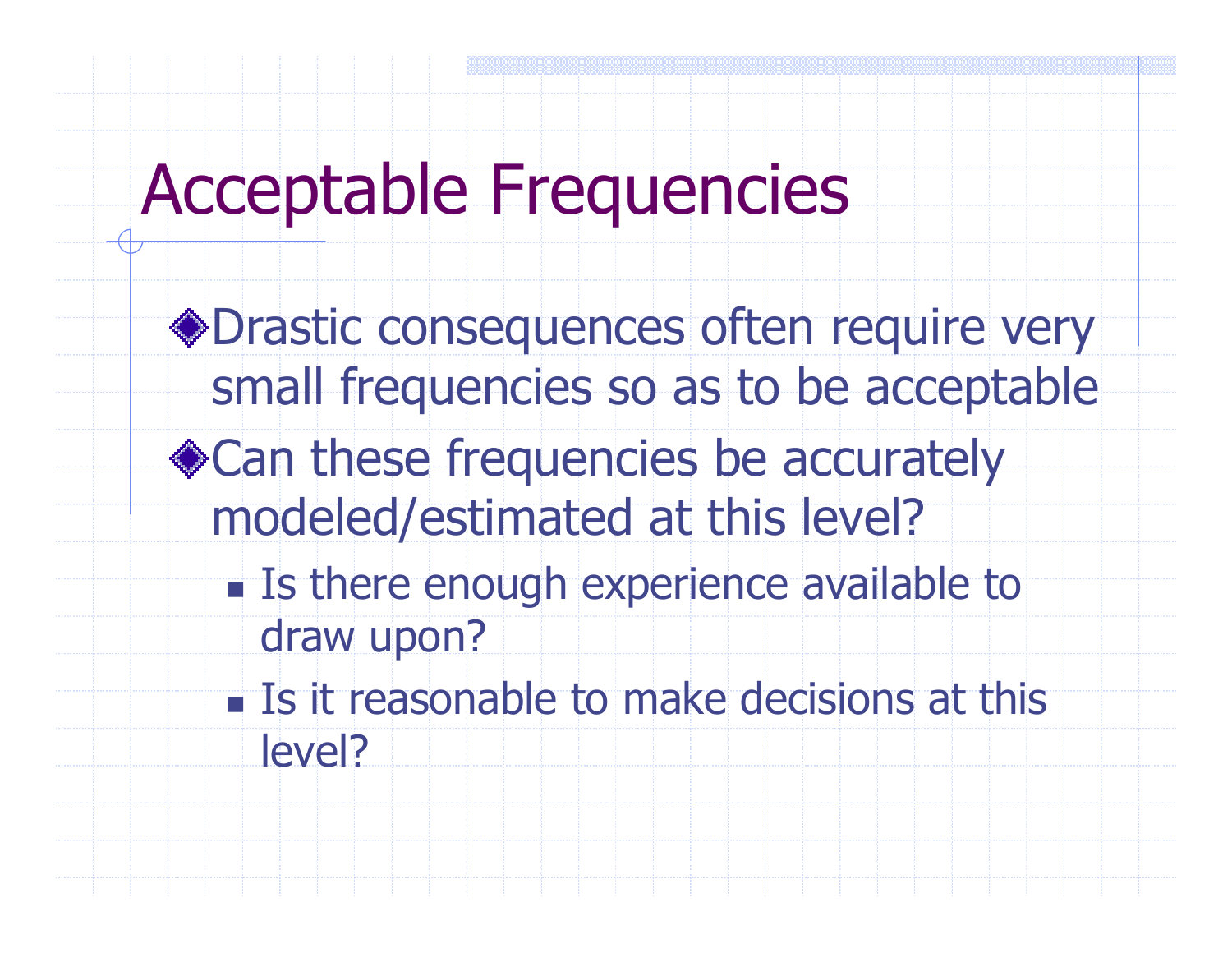# Acceptable Frequencies

- Drastic consequences often require very small frequencies so as to be acceptable
- Can these frequencies be accurately modeled/estimated at this level?
  - Is there enough experience available to draw upon?
  - Is it reasonable to make decisions at this level?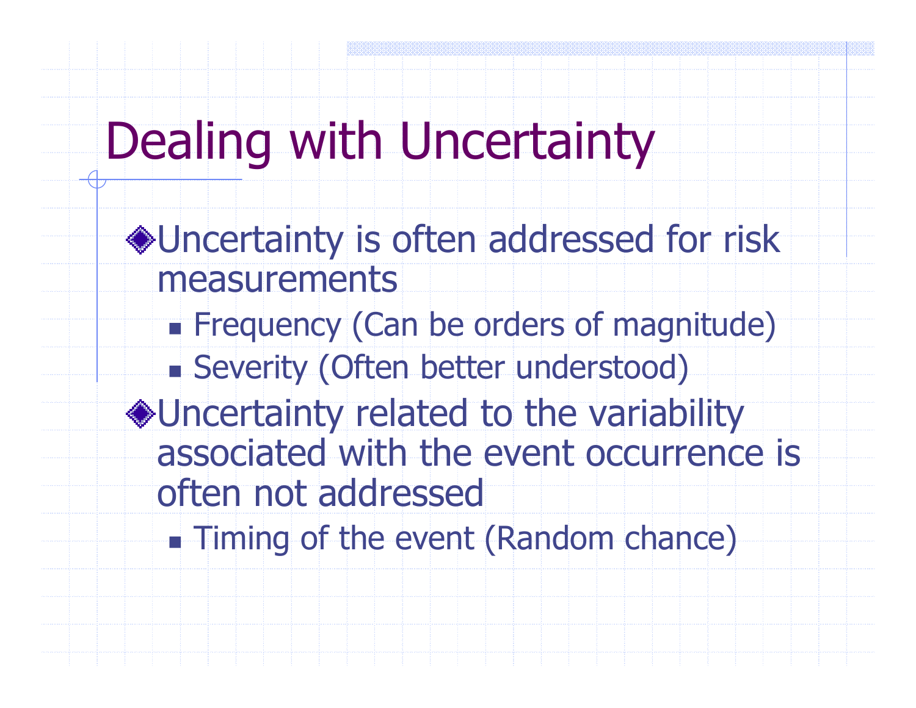# Dealing with Uncertainty

- Uncertainty is often addressed for risk measurements
  - Frequency (Can be orders of magnitude)
  - Severity (Often better understood)
- Uncertainty related to the variability associated with the event occurrence is often not addressed
  - Timing of the event (Random chance)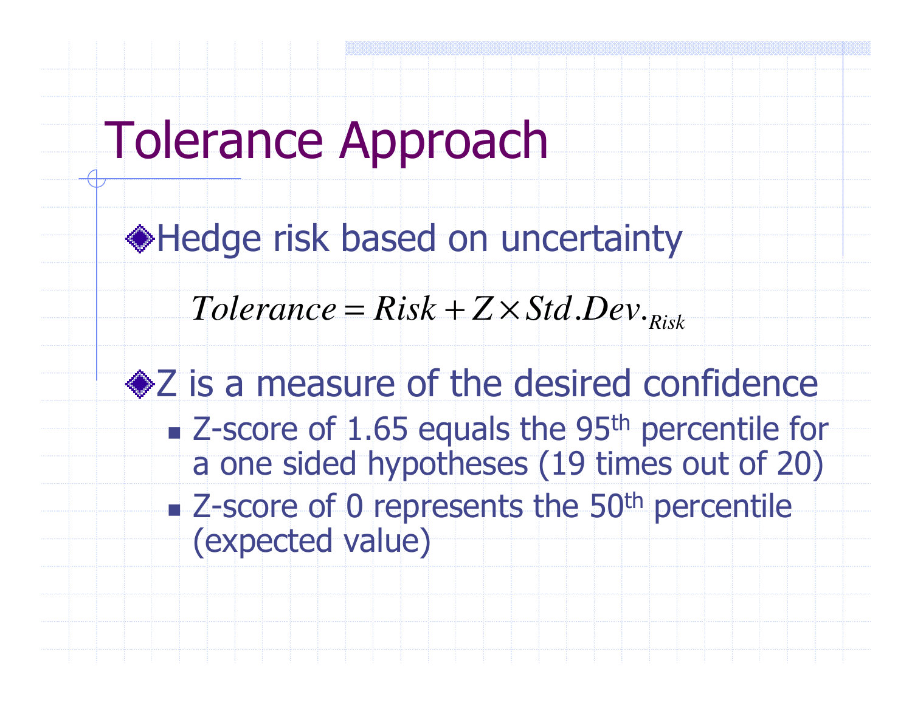# Tolerance Approach

- Hedge risk based on uncertainty

$$Tolerance = Risk + Z \times Std.Dev._{Risk}$$

- Z is a measure of the desired confidence
  - Z-score of 1.65 equals the 95th percentile for a one sided hypotheses (19 times out of 20)
  - Z-score of 0 represents the 50th percentile (expected value)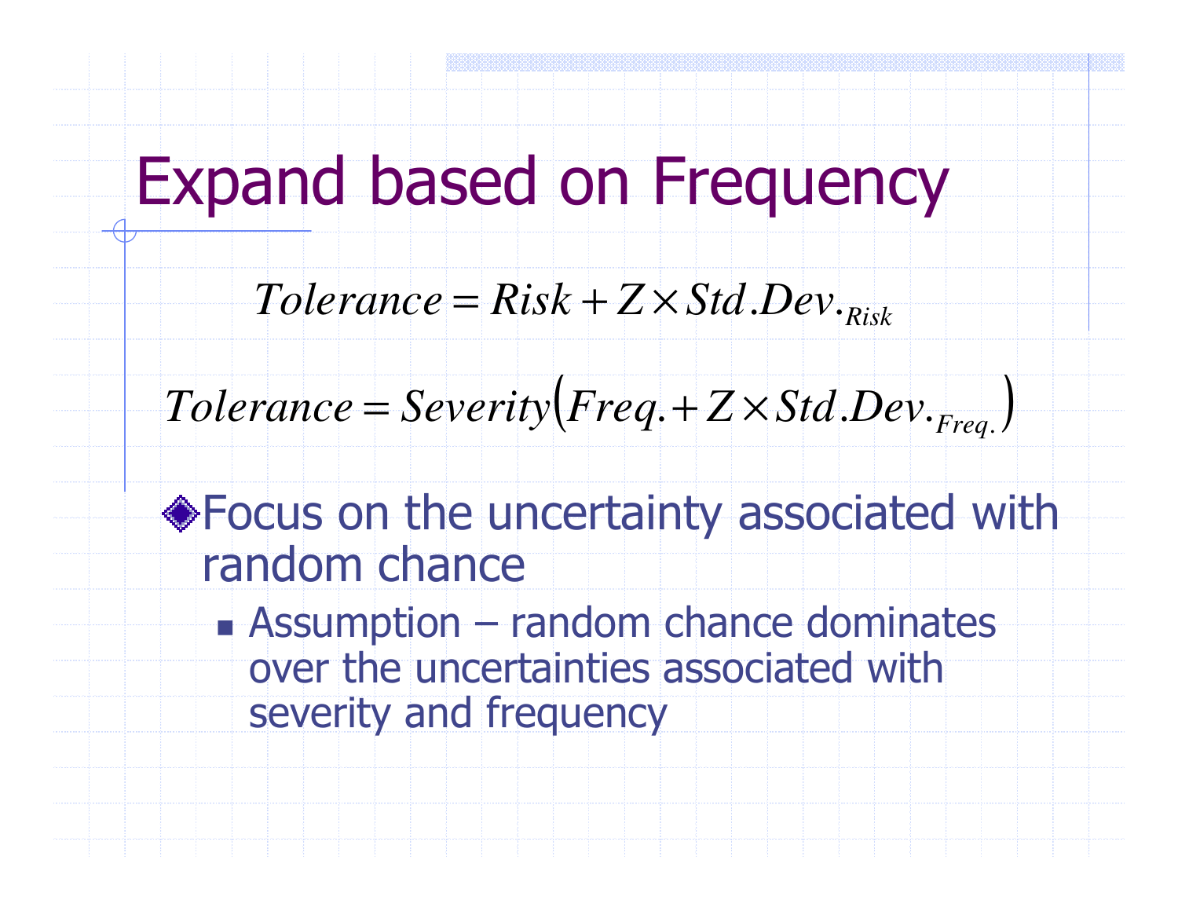# Expand based on Frequency

$$Tolerance = Risk + Z \times Std.Dev._{Risk}$$

$$Tolerance = Severity\left(Freq. + Z \times Std.Dev._{Freq.}\right)$$

- Focus on the uncertainty associated with random chance
  - Assumption – random chance dominates over the uncertainties associated with severity and frequency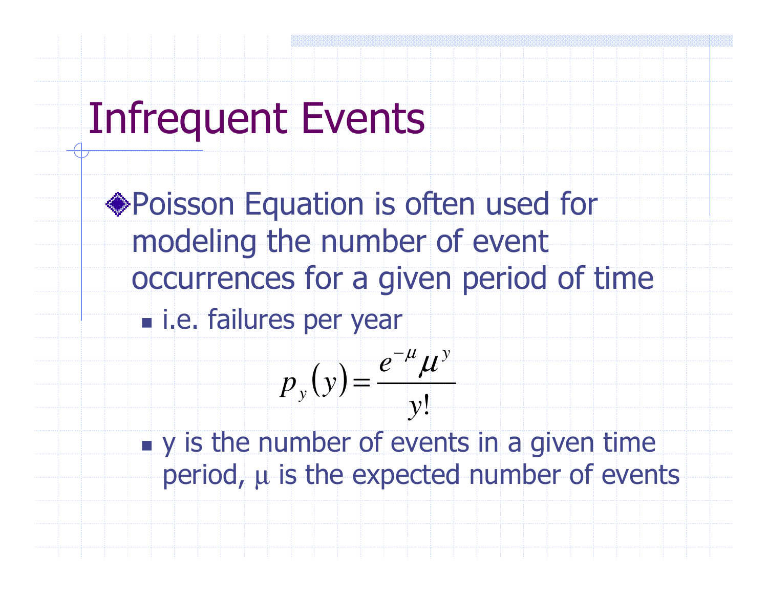# Infrequent Events

- Poisson Equation is often used for modeling the number of event occurrences for a given period of time
  - i.e. failures per year

$$p_y(y) = \frac{e^{-\mu}\mu^y}{y!}$$

  - y is the number of events in a given time period, $\mu$ is the expected number of events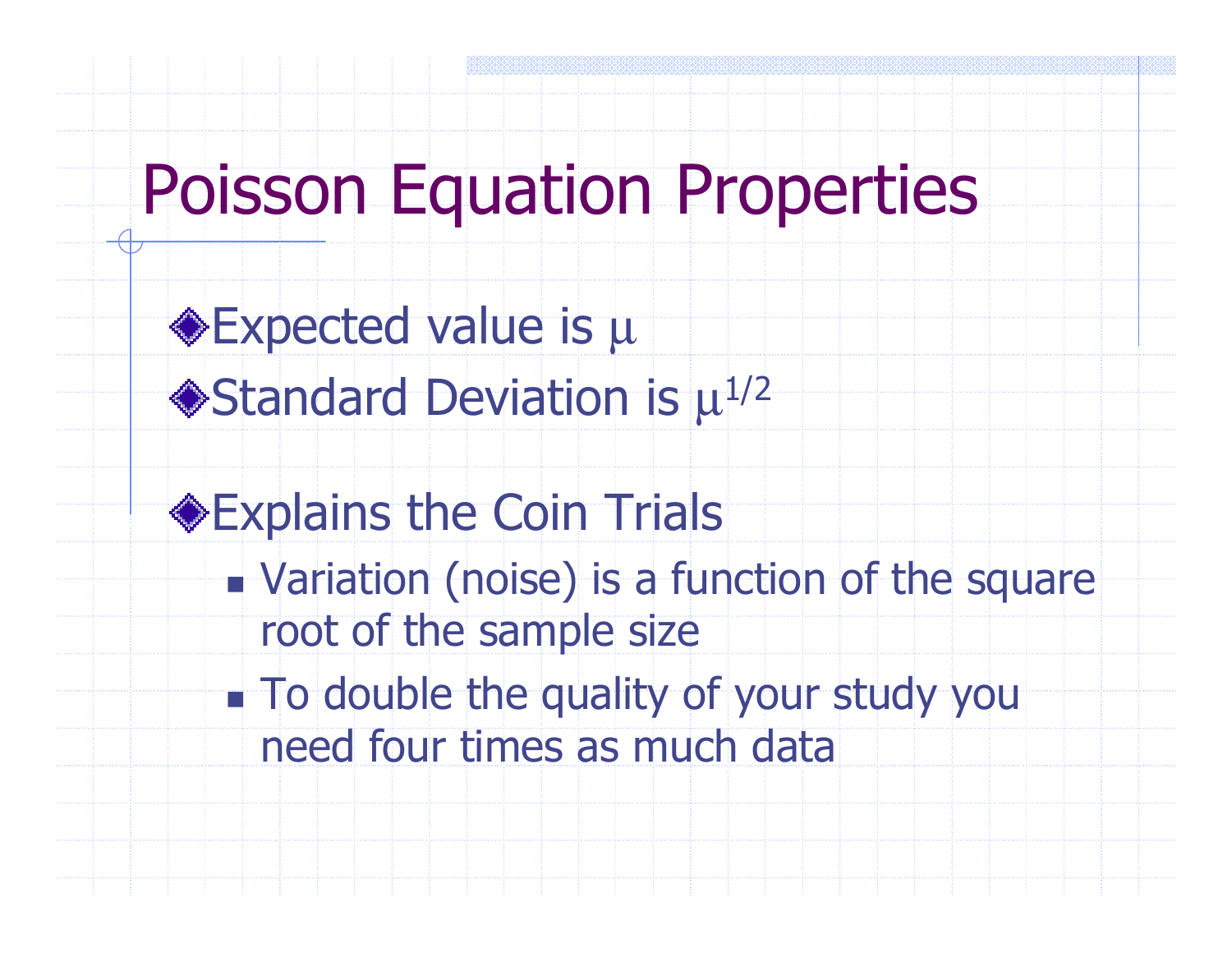# Poisson Equation Properties

- Expected value is $\mu$
- Standard Deviation is $\mu^{1/2}$

- Explains the Coin Trials
  - Variation (noise) is a function of the square root of the sample size
  - To double the quality of your study you need four times as much data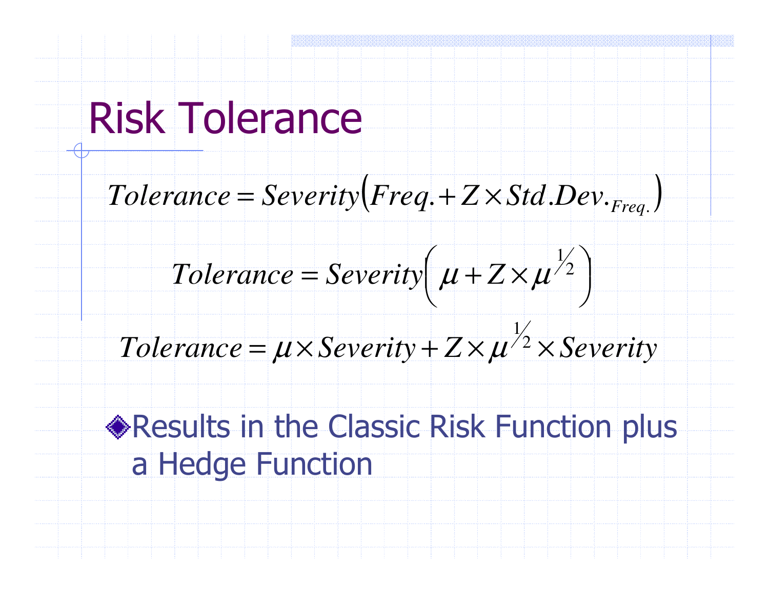# Risk Tolerance

$$Tolerance = Severity\left(Freq. + Z \times Std.Dev._{Freq.}\right)$$

$$Tolerance = Severity\left(\mu + Z \times \mu^{1/2}\right)$$

$$Tolerance = \mu \times Severity + Z \times \mu^{1/2} \times Severity$$

- Results in the Classic Risk Function plus a Hedge Function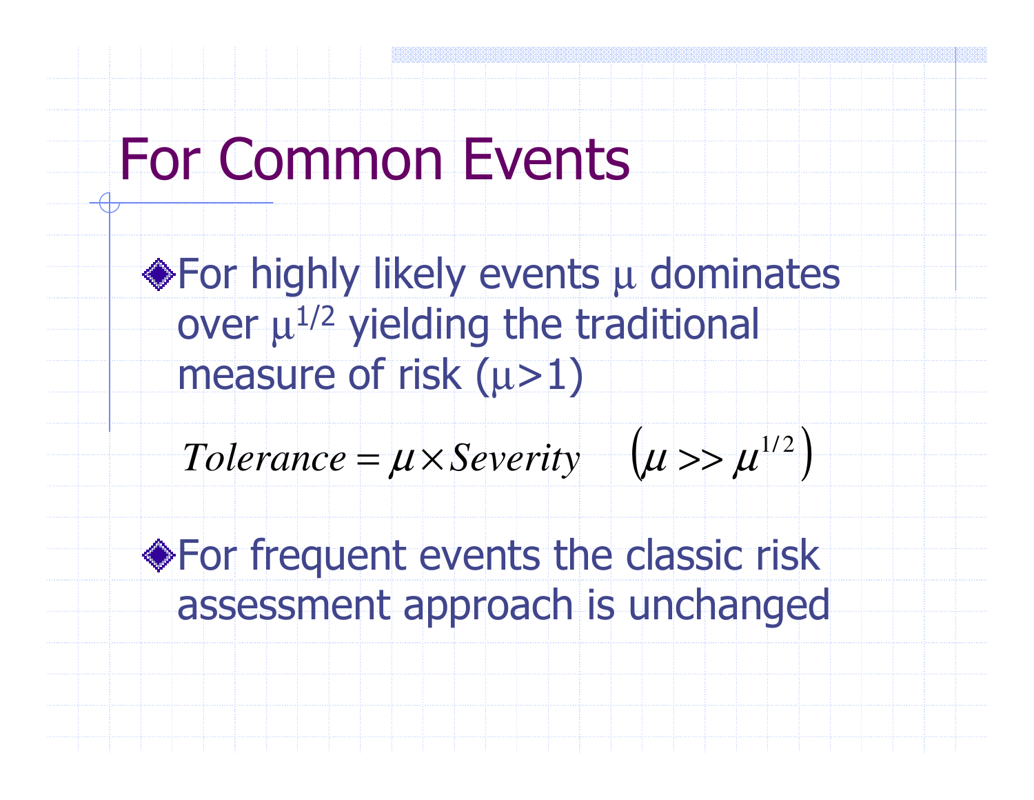# For Common Events

- For highly likely events $\mu$ dominates over $\mu^{1/2}$ yielding the traditional measure of risk ($\mu$>1)

$$Tolerance = \mu \times Severity \quad \left(\mu >> \mu^{1/2}\right)$$

- For frequent events the classic risk assessment approach is unchanged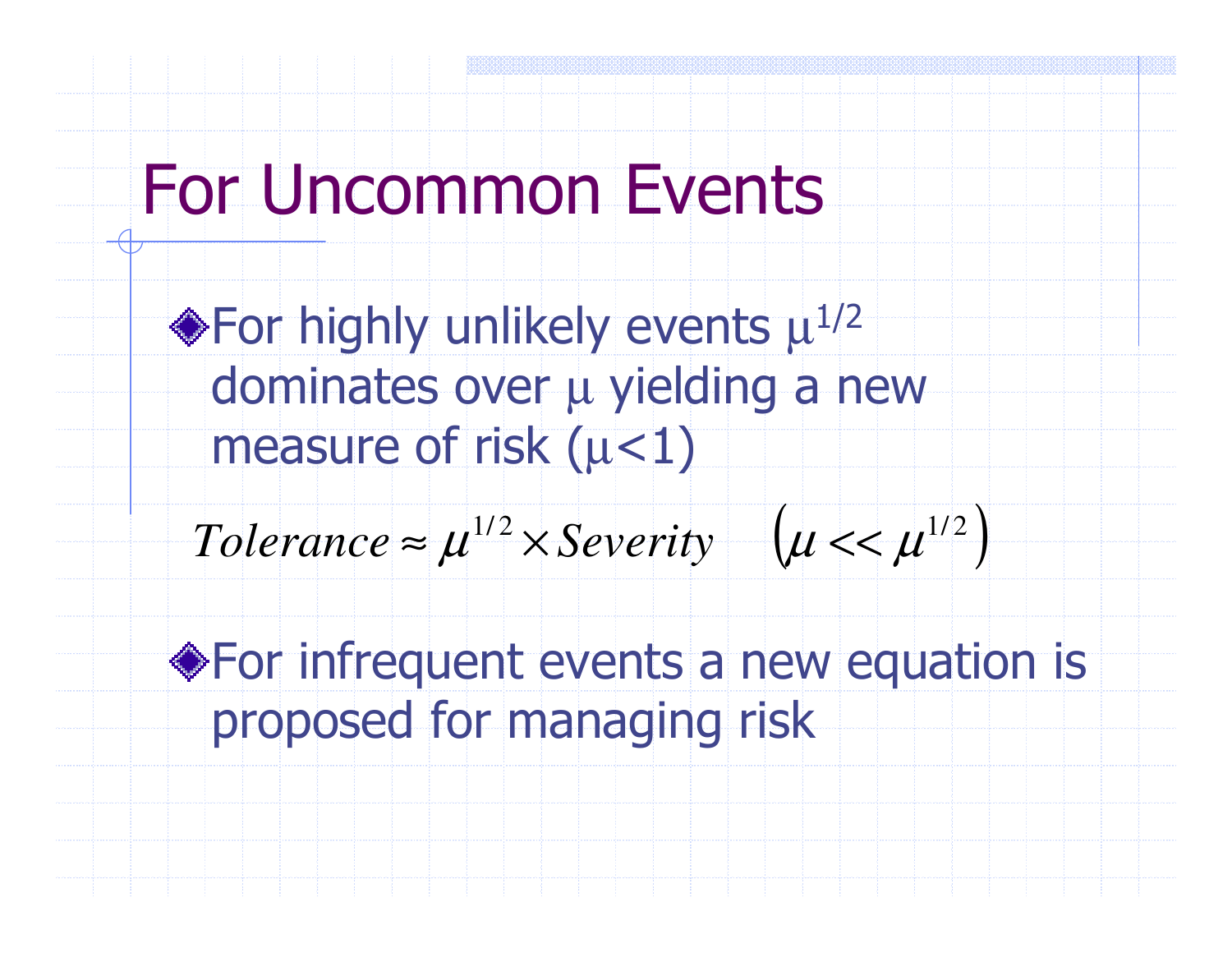# For Uncommon Events

- For highly unlikely events $\mu^{1/2}$ dominates over $\mu$ yielding a new measure of risk ($\mu<1$)

$$Tolerance \approx \mu^{1/2} \times Severity \quad \left(\mu << \mu^{1/2}\right)$$

- For infrequent events a new equation is proposed for managing risk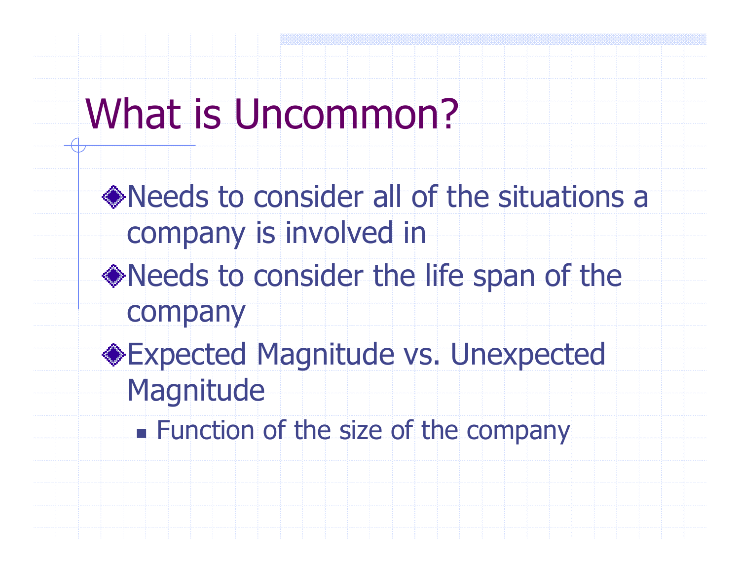# What is Uncommon?

- Needs to consider all of the situations a company is involved in
- Needs to consider the life span of the company
- Expected Magnitude vs. Unexpected Magnitude
  - Function of the size of the company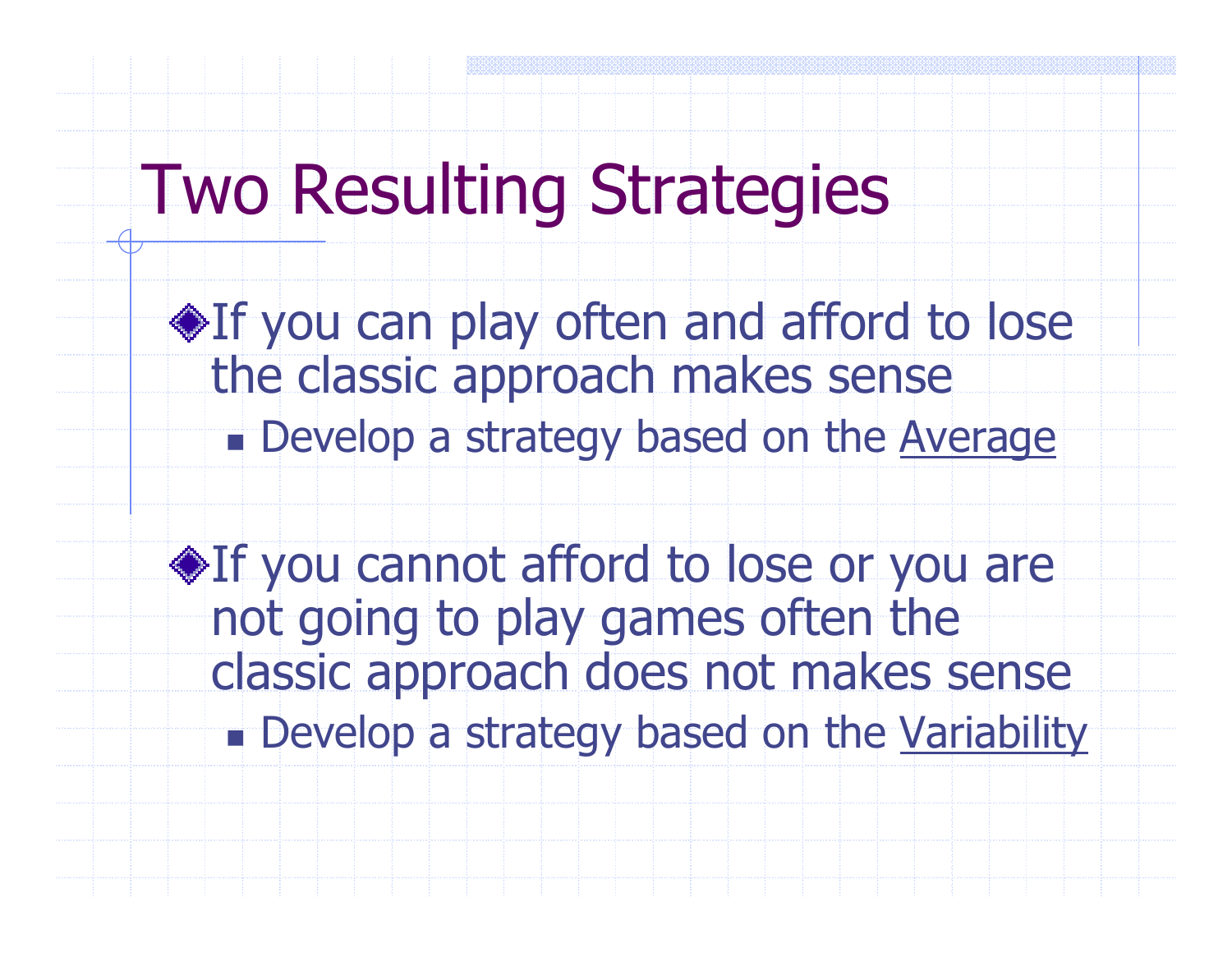# Two Resulting Strategies

- If you can play often and afford to lose the classic approach makes sense
  - Develop a strategy based on the Average

- If you cannot afford to lose or you are not going to play games often the classic approach does not makes sense
  - Develop a strategy based on the Variability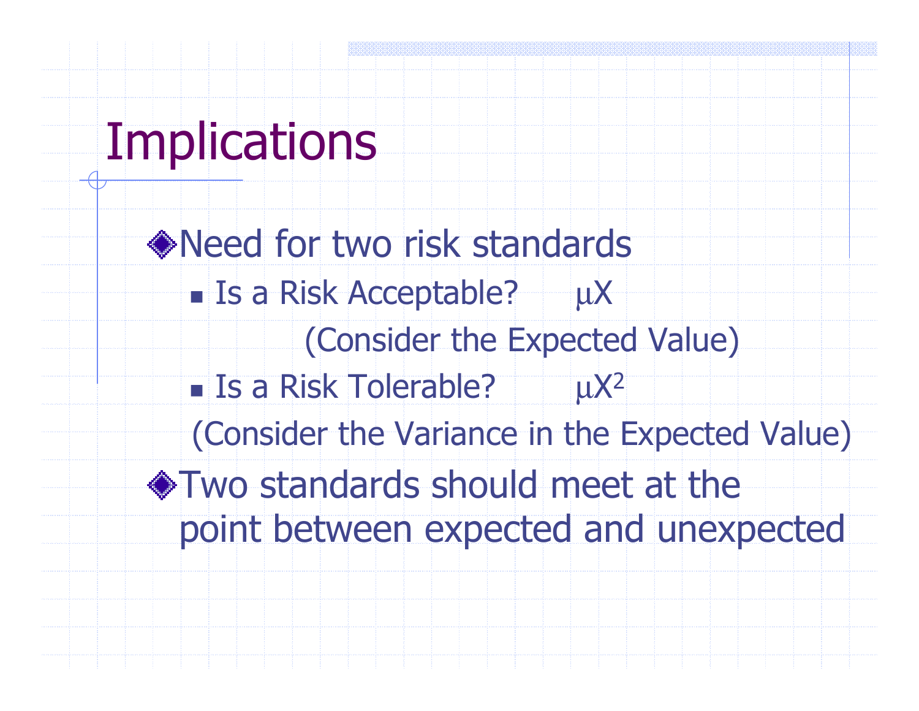# Implications

- Need for two risk standards
  - Is a Risk Acceptable? $\mu X$

    (Consider the Expected Value)
  - Is a Risk Tolerable? $\mu X^2$

    (Consider the Variance in the Expected Value)
- Two standards should meet at the point between expected and unexpected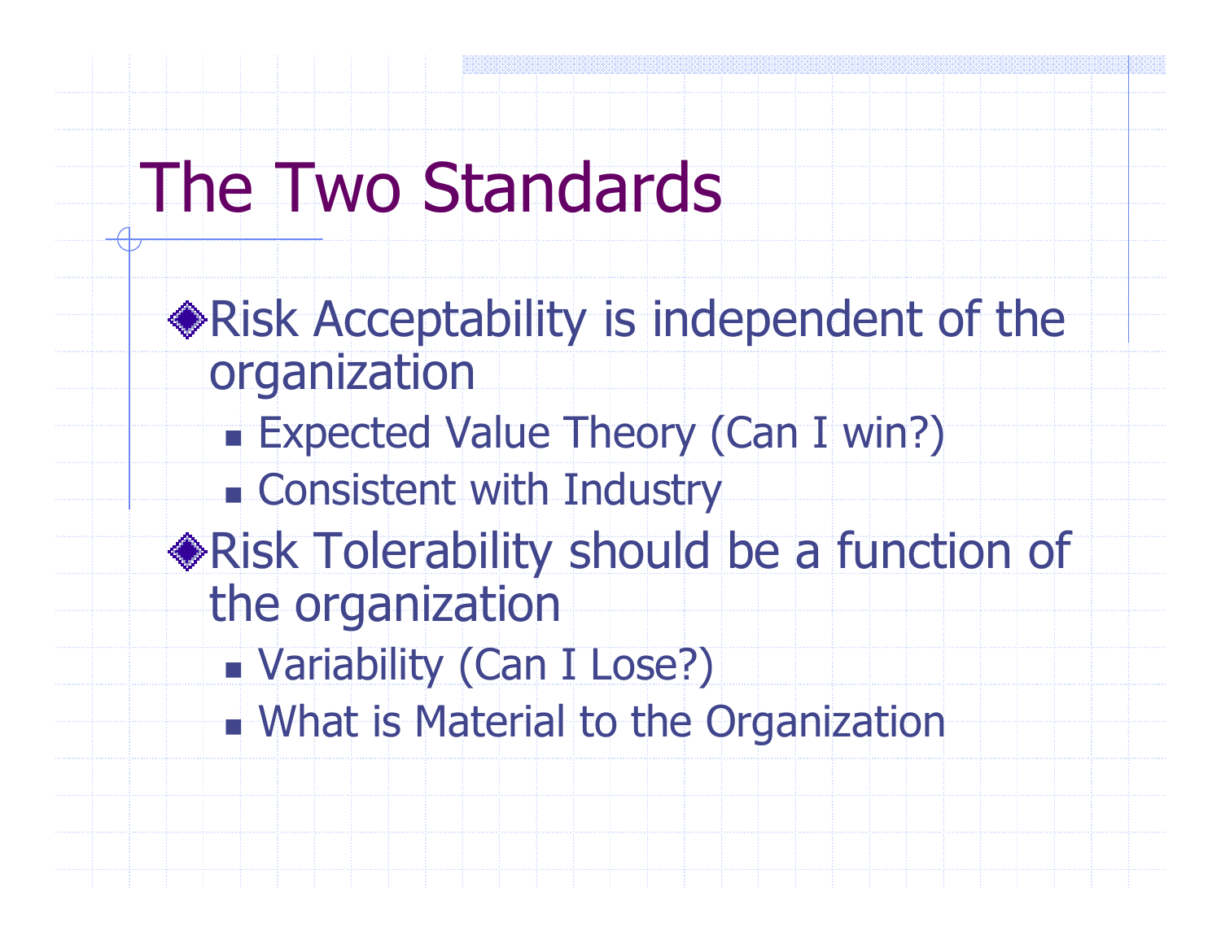# The Two Standards

- Risk Acceptability is independent of the organization
  - Expected Value Theory (Can I win?)
  - Consistent with Industry
- Risk Tolerability should be a function of the organization
  - Variability (Can I Lose?)
  - What is Material to the Organization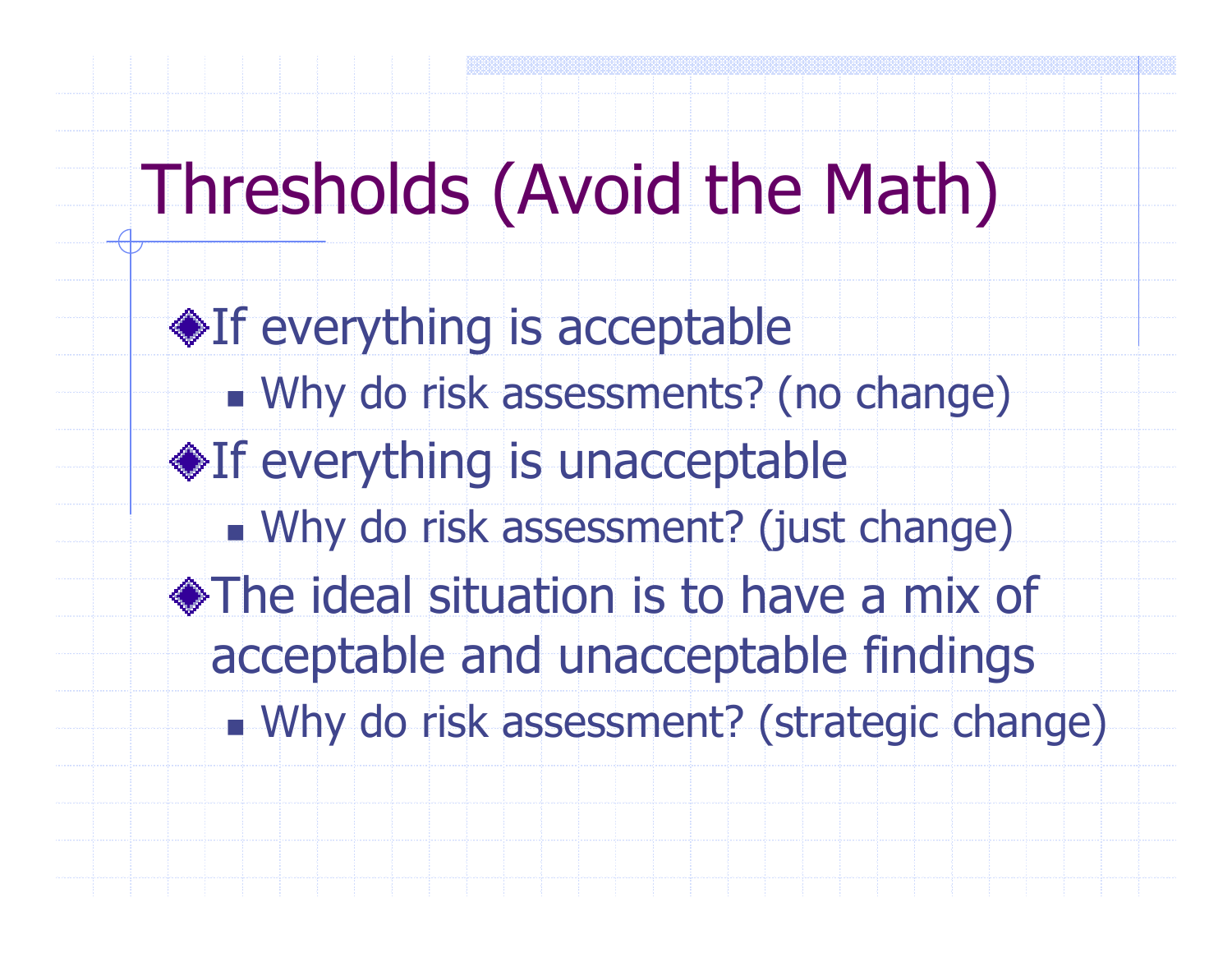# Thresholds (Avoid the Math)

- If everything is acceptable
  - Why do risk assessments? (no change)
- If everything is unacceptable
  - Why do risk assessment? (just change)
- The ideal situation is to have a mix of acceptable and unacceptable findings
  - Why do risk assessment? (strategic change)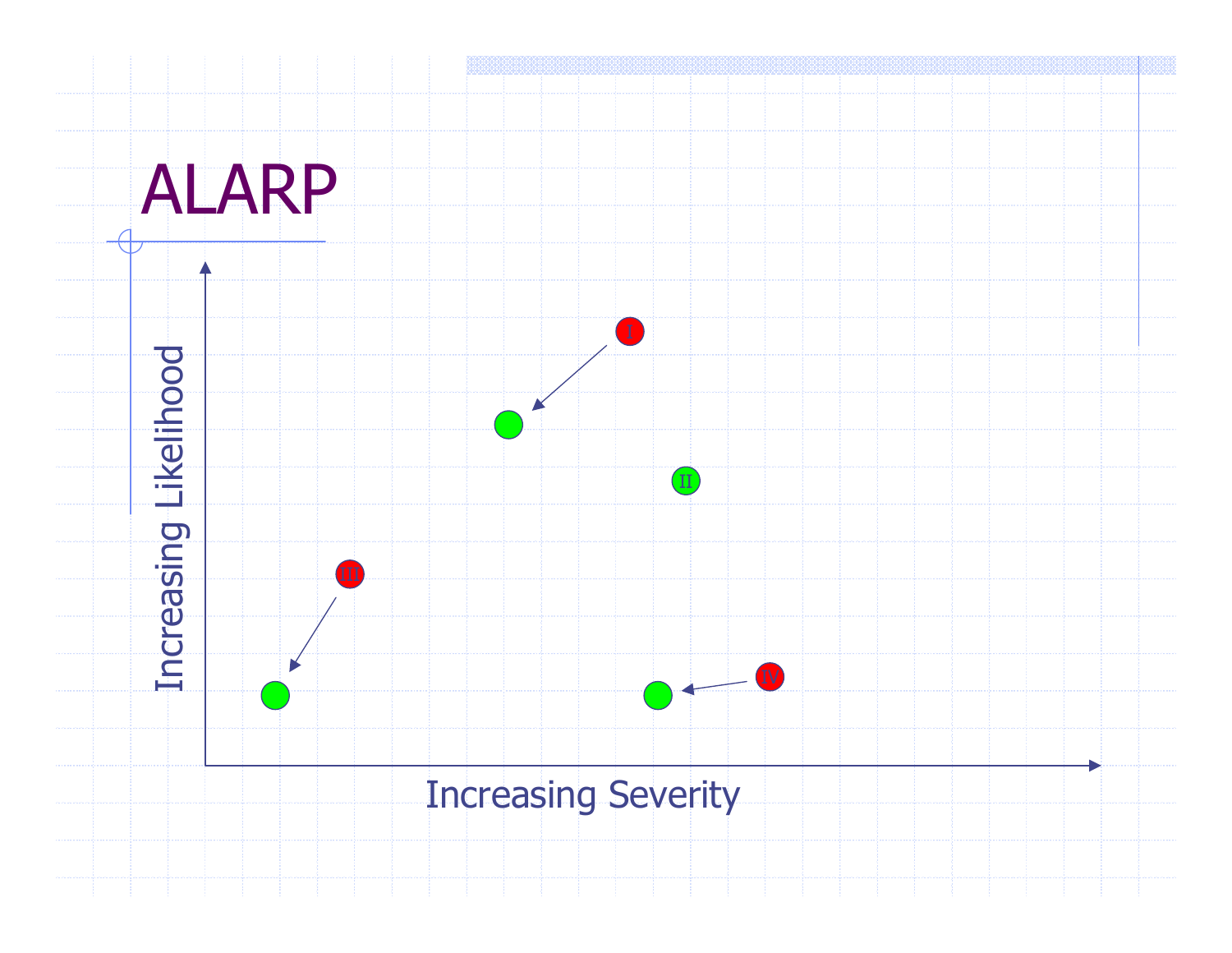# ALARP

Increasing Likelihood

I

II

III

IV

Increasing Severity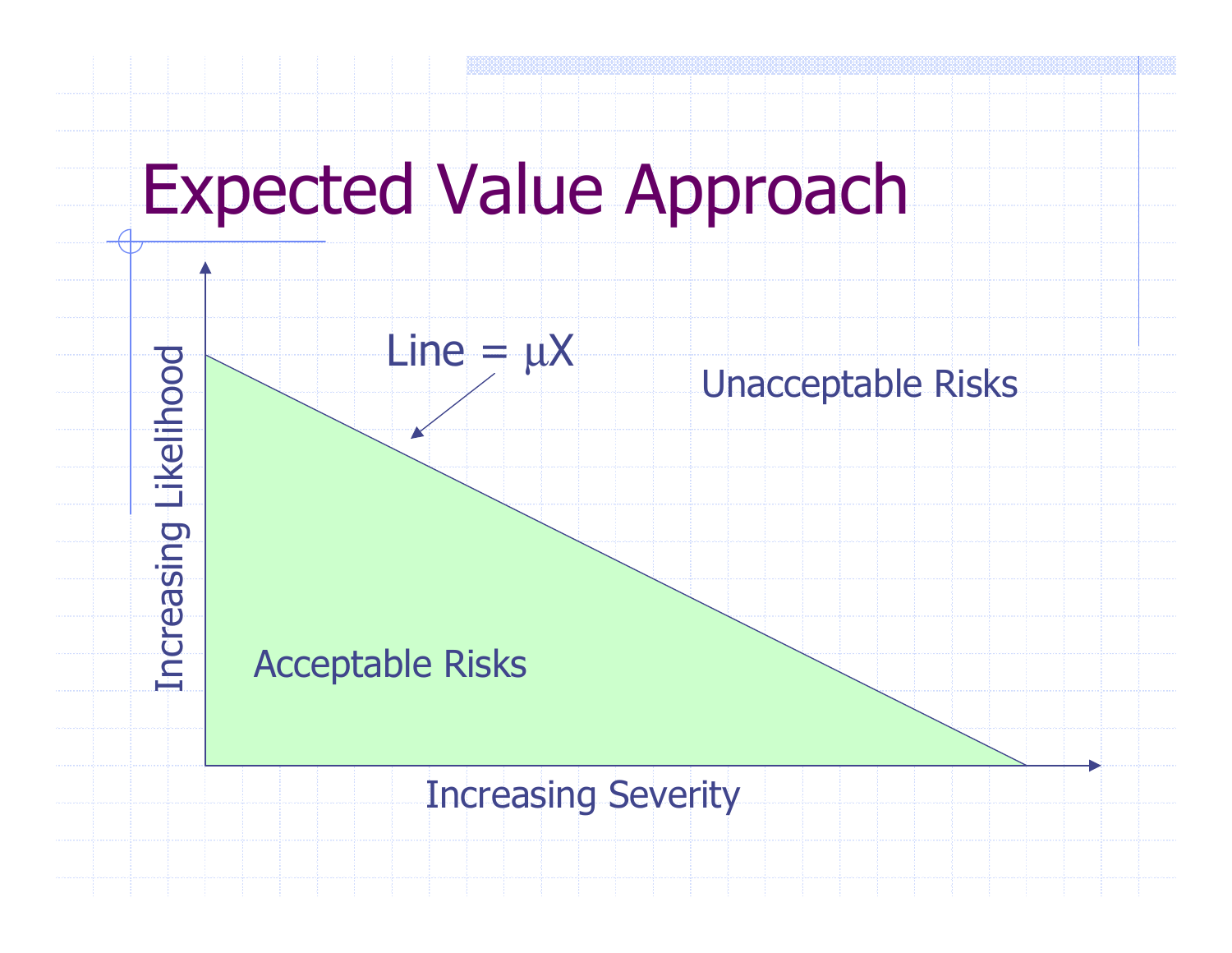# Expected Value Approach

Line = $\mu X$

Unacceptable Risks

Acceptable Risks

Increasing Likelihood

Increasing Severity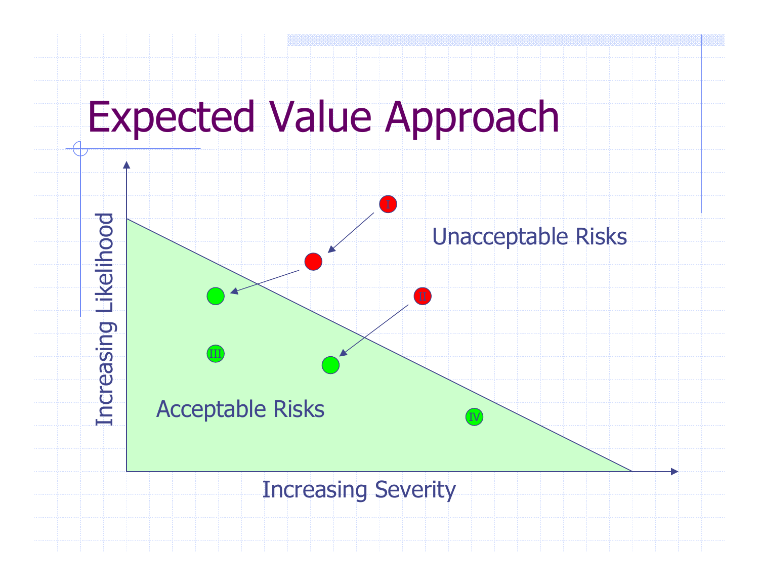# Expected Value Approach

Increasing Likelihood

Unacceptable Risks

Acceptable Risks

Increasing Severity

I

II

III

IV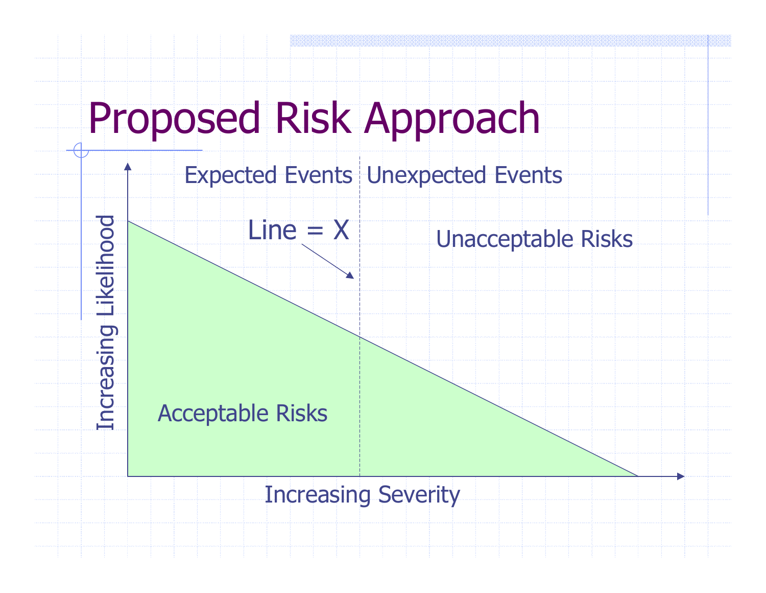# Proposed Risk Approach

Expected Events | Unexpected Events

Line = X

Unacceptable Risks

Acceptable Risks

Increasing Likelihood

Increasing Severity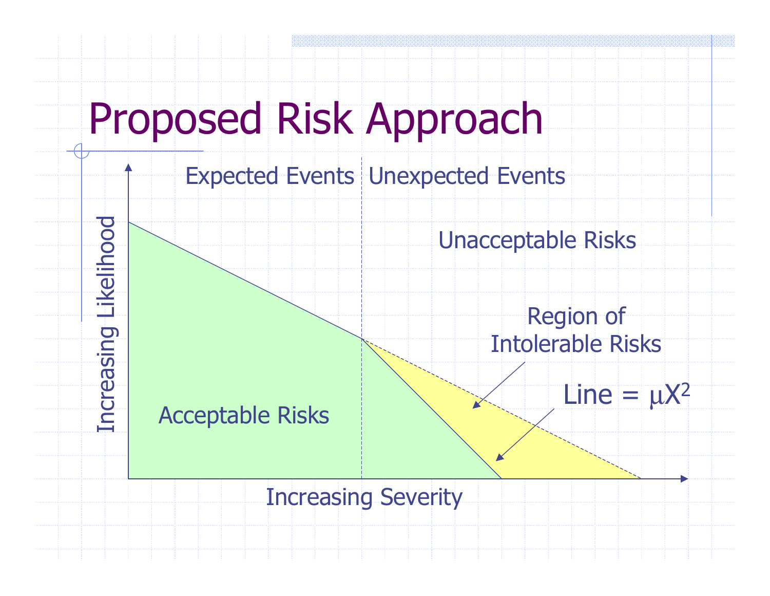# Proposed Risk Approach

Expected Events | Unexpected Events

Unacceptable Risks

Region of Intolerable Risks

Line = $\mu X^2$

Acceptable Risks

Increasing Likelihood

Increasing Severity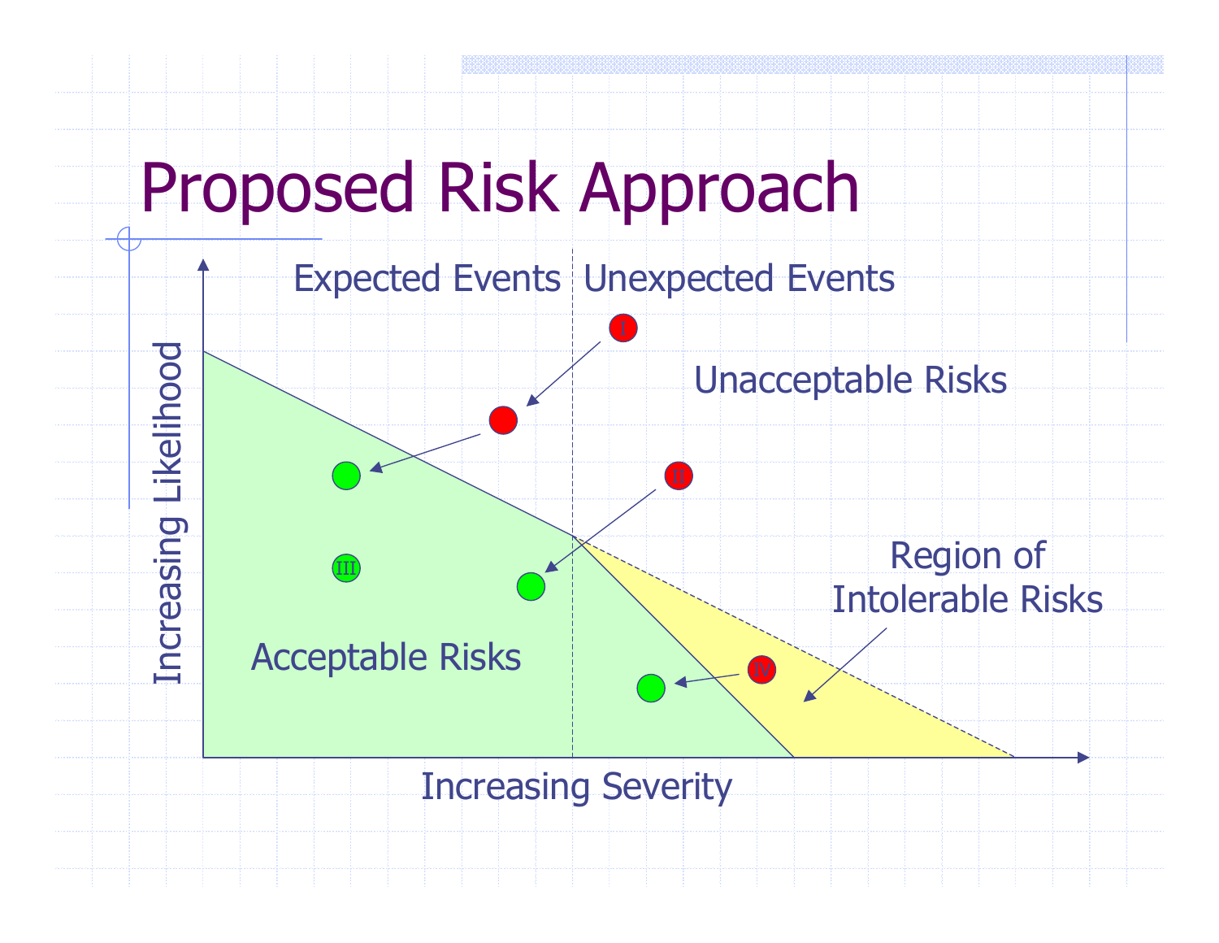# Proposed Risk Approach

Expected Events | Unexpected Events

Unacceptable Risks

Region of Intolerable Risks

Acceptable Risks

Increasing Likelihood

Increasing Severity

I

II

III

IV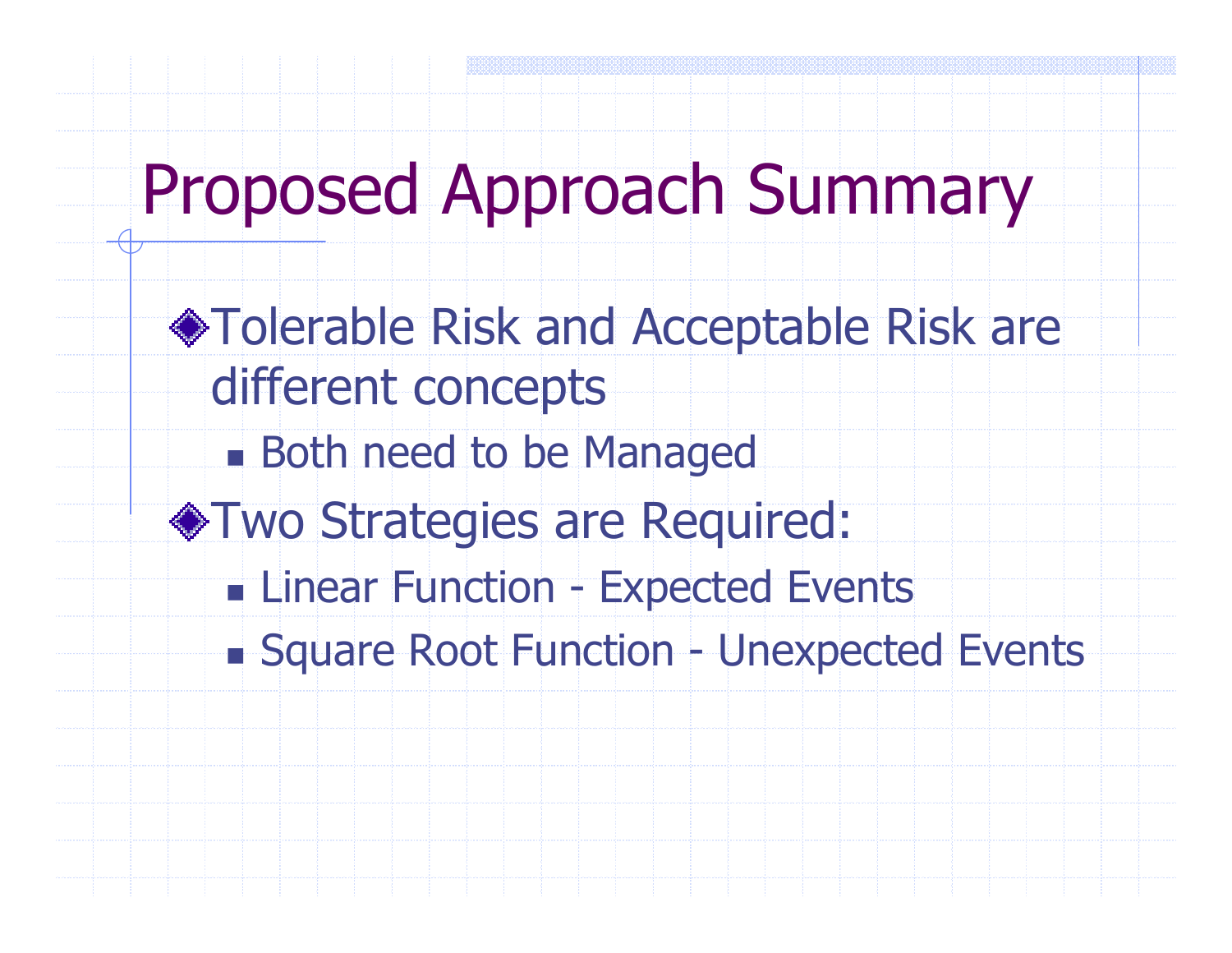# Proposed Approach Summary

- Tolerable Risk and Acceptable Risk are different concepts
  - Both need to be Managed
- Two Strategies are Required:
  - Linear Function - Expected Events
  - Square Root Function - Unexpected Events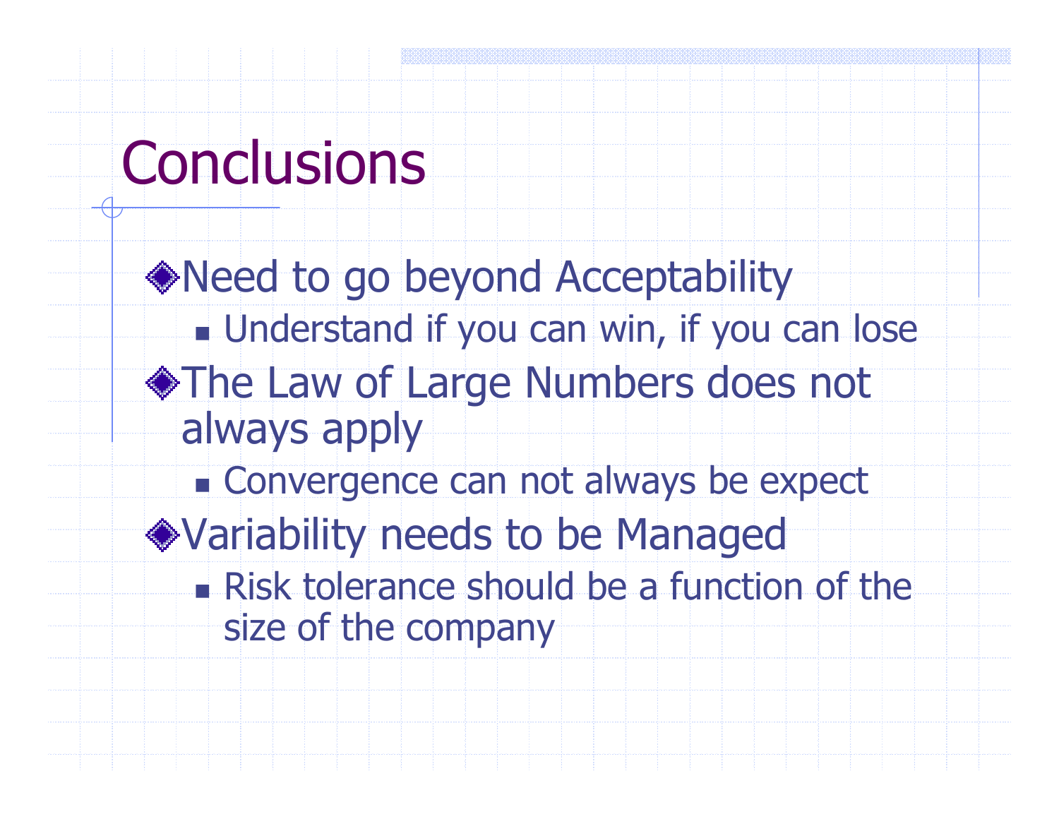# Conclusions

- Need to go beyond Acceptability
  - Understand if you can win, if you can lose
- The Law of Large Numbers does not always apply
  - Convergence can not always be expect
- Variability needs to be Managed
  - Risk tolerance should be a function of the size of the company